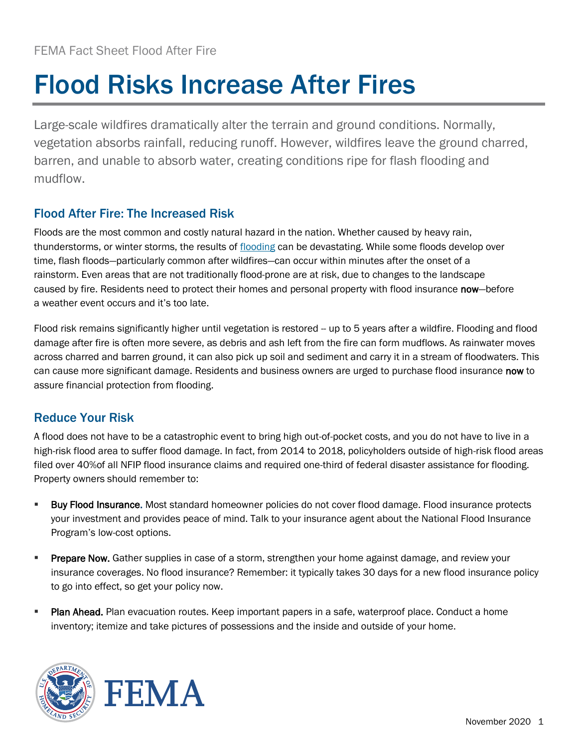FEMA Fact Sheet Flood After Fire

# Flood Risks Increase After Fires

Large-scale wildfires dramatically alter the terrain and ground conditions. Normally, vegetation absorbs rainfall, reducing runoff. However, wildfires leave the ground charred, barren, and unable to absorb water, creating conditions ripe for flash flooding and mudflow.

## Flood After Fire: The Increased Risk

Floods are the most common and costly natural hazard in the nation. Whether caused by heavy rain, thunderstorms, or winter storms, the results of flooding can be devastating. While some floods develop over time, flash floods—particularly common after wildfires—can occur within minutes after the onset of a rainstorm. Even areas that are not traditionally flood-prone are at risk, due to changes to the landscape caused by fire. Residents need to protect their homes and personal property with flood insurance **now**—before a weather event occurs and it's too late.

Flood risk remains significantly higher until vegetation is restored -- up to 5 years after a wildfire. Flooding and flood damage after fire is often more severe, as debris and ash left from the fire can form mudflows. As rainwater moves across charred and barren ground, it can also pick up soil and sediment and carry it in a stream of floodwaters. This can cause more significant damage. Residents and business owners are urged to purchase flood insurance **now** to assure financial protection from flooding.

## Reduce Your Risk

A flood does not have to be a catastrophic event to bring high out-of-pocket costs, and you do not have to live in a high-risk flood area to suffer flood damage. In fact, from 2014 to 2018, policyholders outside of high-risk flood areas filed over 40%of all NFIP flood insurance claims and required one-third of federal disaster assistance for flooding. Property owners should remember to:

- **Buy Flood Insurance.** Most standard homeowner policies do not cover flood damage. Flood insurance protects your investment and provides peace of mind. Talk to your insurance agent about the National Flood Insurance Program's low-cost options.
- **Prepare Now.** Gather supplies in case of a storm, strengthen your home against damage, and review your insurance coverages. No flood insurance? Remember: it typically takes 30 days for a new flood insurance policy to go into effect, so get your policy now.
- **Plan Ahead.** Plan evacuation routes. Keep important papers in a safe, waterproof place. Conduct a home inventory; itemize and take pictures of possessions and the inside and outside of your home.

FEMA

November 2020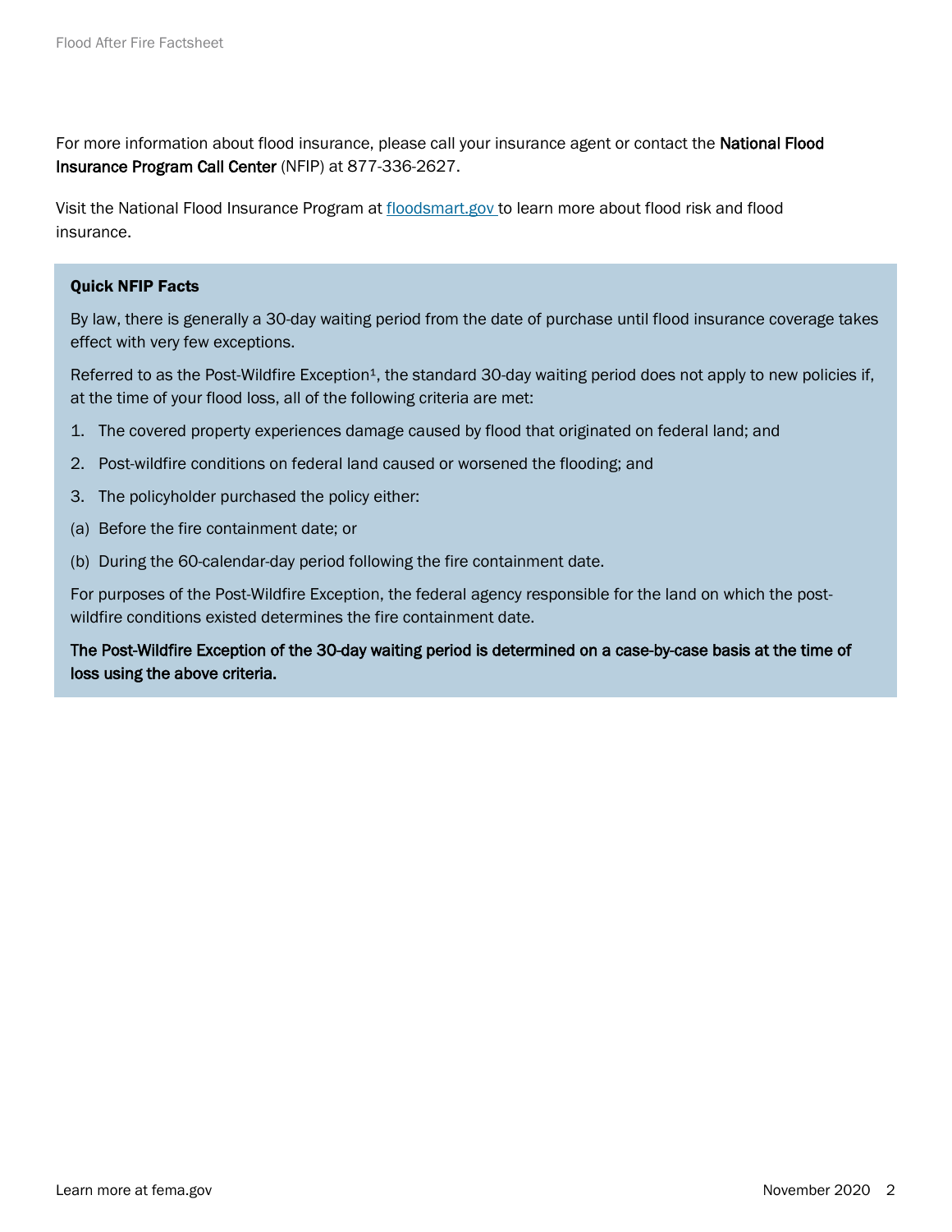For more information about flood insurance, please call your insurance agent or contact the **National Flood Insurance Program Call Center** (NFIP) at 877-336-2627.

Visit the National Flood Insurance Program at [floodsmart.gov](floodsmart.gov) to learn more about flood risk and flood insurance.

**Quick NFIP Facts**

By law, there is generally a 30-day waiting period from the date of purchase until flood insurance coverage takes effect with very few exceptions.

Referred to as the Post-Wildfire Exception[1], the standard 30-day waiting period does not apply to new policies if, at the time of your flood loss, all of the following criteria are met:

1. The covered property experiences damage caused by flood that originated on federal land; and
2. Post-wildfire conditions on federal land caused or worsened the flooding; and
3. The policyholder purchased the policy either:

(a) Before the fire containment date; or

(b) During the 60-calendar-day period following the fire containment date.

For purposes of the Post-Wildfire Exception, the federal agency responsible for the land on which the post-wildfire conditions existed determines the fire containment date.

**The Post-Wildfire Exception of the 30-day waiting period is determined on a case-by-case basis at the time of loss using the above criteria.**